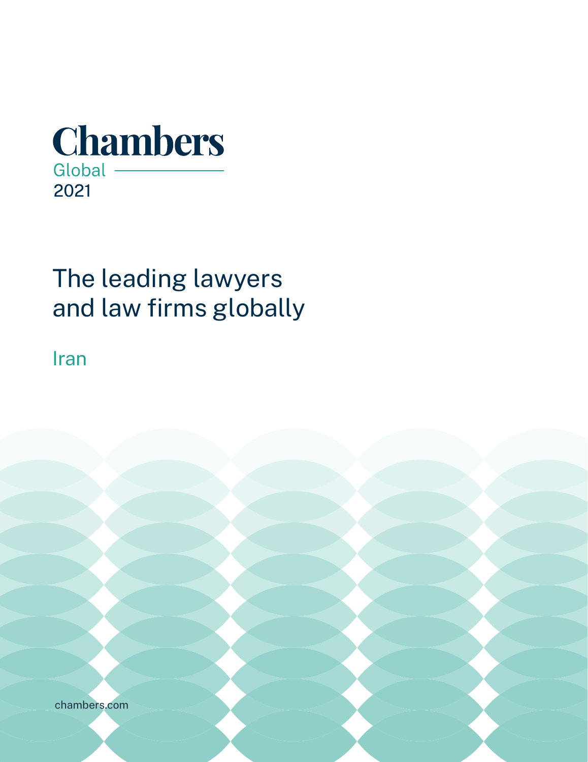# Chambers

Global

2021

## The leading lawyers and law firms globally

Iran

chambers.com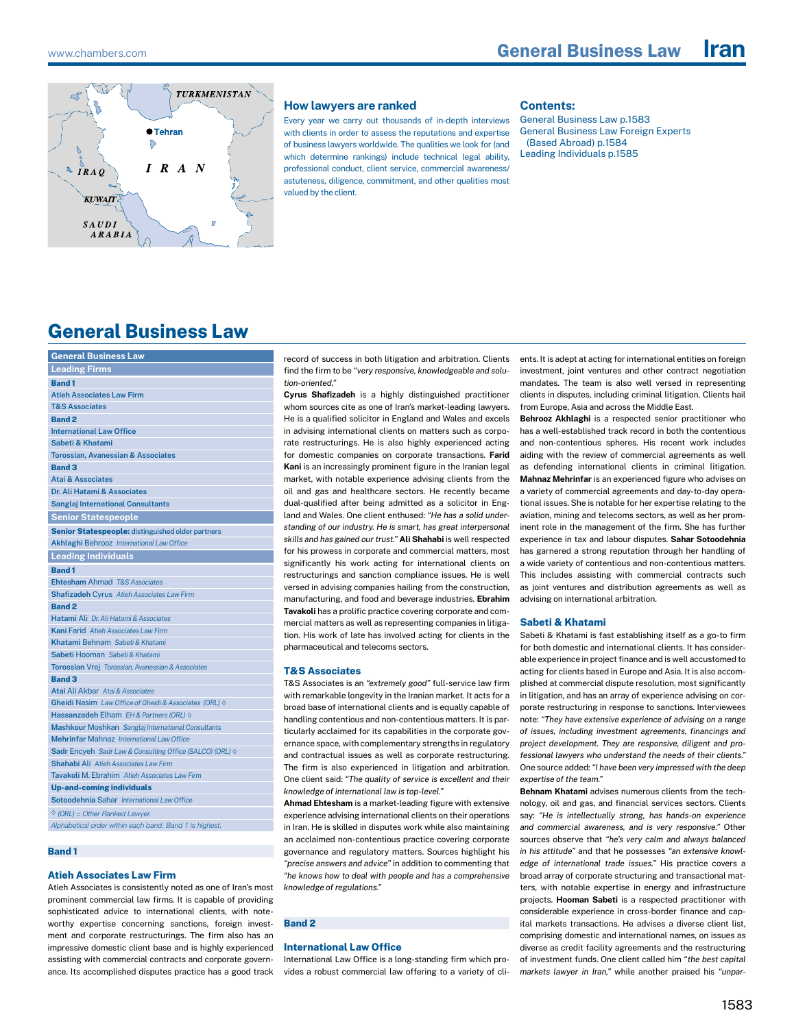# General Business Law — Iran

### How lawyers are ranked

Every year we carry out thousands of in-depth interviews with clients in order to assess the reputations and expertise of business lawyers worldwide. The qualities we look for (and which determine rankings) include technical legal ability, professional conduct, client service, commercial awareness/astuteness, diligence, commitment, and other qualities most valued by the client.

### Contents:

General Business Law p.1583
General Business Law Foreign Experts (Based Abroad) p.1584
Leading Individuals p.1585

# General Business Law

| General Business Law |
|---|
| **Leading Firms** |
| **Band 1** |
| Atieh Associates Law Firm |
| T&S Associates |
| **Band 2** |
| International Law Office |
| Sabeti & Khatami |
| Torossian, Avanessian & Associates |
| **Band 3** |
| Atai & Associates |
| Dr. Ali Hatami & Associates |
| Sanglaj International Consultants |
| **Senior Statespeople** |
| **Senior Statespeople:** distinguished older partners |
| Akhlaghi Behrooz *International Law Office* |
| **Leading Individuals** |
| **Band 1** |
| Ehtesham Ahmad *T&S Associates* |
| Shafizadeh Cyrus *Atieh Associates Law Firm* |
| **Band 2** |
| Hatami Ali *Dr. Ali Hatami & Associates* |
| Kani Farid *Atieh Associates Law Firm* |
| Khatami Behnam *Sabeti & Khatami* |
| Sabeti Hooman *Sabeti & Khatami* |
| Torossian Vrej *Torossian, Avanessian & Associates* |
| **Band 3** |
| Atai Ali Akbar *Atai & Associates* |
| Gheidi Nasim *Law Office of Gheidi & Associates (ORL)* ◊ |
| Hassanzadeh Elham *EH & Partners (ORL)* ◊ |
| Mashkour Moshkan *Sanglaj International Consultants* |
| Mehrinfar Mahnaz *International Law Office* |
| Sadr Encyeh *Sadr Law & Consulting Office (SALCO) (ORL)* ◊ |
| Shahabi Ali *Atieh Associates Law Firm* |
| Tavakoli M. Ebrahim *Atieh Associates Law Firm* |
| **Up-and-coming individuals** |
| Sotoodehnia Sahar *International Law Office* |
| ◊ *(ORL) = Other Ranked Lawyer.* |
| *Alphabetical order within each band. Band 1 is highest.* |

## Band 1

### Atieh Associates Law Firm

Atieh Associates is consistently noted as one of Iran's most prominent commercial law firms. It is capable of providing sophisticated advice to international clients, with noteworthy expertise concerning sanctions, foreign investment and corporate restructurings. The firm also has an impressive domestic client base and is highly experienced assisting with commercial contracts and corporate governance. Its accomplished disputes practice has a good track record of success in both litigation and arbitration. Clients find the firm to be *"very responsive, knowledgeable and solution-oriented."*

**Cyrus Shafizadeh** is a highly distinguished practitioner whom sources cite as one of Iran's market-leading lawyers. He is a qualified solicitor in England and Wales and excels in advising international clients on matters such as corporate restructurings. He is also highly experienced acting for domestic companies on corporate transactions. **Farid Kani** is an increasingly prominent figure in the Iranian legal market, with notable experience advising clients from the oil and gas and healthcare sectors. He recently became dual-qualified after being admitted as a solicitor in England and Wales. One client enthused: *"He has a solid understanding of our industry. He is smart, has great interpersonal skills and has gained our trust."* **Ali Shahabi** is well respected for his prowess in corporate and commercial matters, most significantly his work acting for international clients on restructurings and sanction compliance issues. He is well versed in advising companies hailing from the construction, manufacturing, and food and beverage industries. **Ebrahim Tavakoli** has a prolific practice covering corporate and commercial matters as well as representing companies in litigation. His work of late has involved acting for clients in the pharmaceutical and telecoms sectors.

### T&S Associates

T&S Associates is an *"extremely good"* full-service law firm with remarkable longevity in the Iranian market. It acts for a broad base of international clients and is equally capable of handling contentious and non-contentious matters. It is particularly acclaimed for its capabilities in the corporate governance space, with complementary strengths in regulatory and contractual issues as well as corporate restructuring. The firm is also experienced in litigation and arbitration. One client said: *"The quality of service is excellent and their knowledge of international law is top-level."*

**Ahmad Ehtesham** is a market-leading figure with extensive experience advising international clients on their operations in Iran. He is skilled in disputes work while also maintaining an acclaimed non-contentious practice covering corporate governance and regulatory matters. Sources highlight his *"precise answers and advice"* in addition to commenting that *"he knows how to deal with people and has a comprehensive knowledge of regulations."*

## Band 2

### International Law Office

International Law Office is a long-standing firm which provides a robust commercial law offering to a variety of clients. It is adept at acting for international entities on foreign investment, joint ventures and other contract negotiation mandates. The team is also well versed in representing clients in disputes, including criminal litigation. Clients hail from Europe, Asia and across the Middle East.

**Behrooz Akhlaghi** is a respected senior practitioner who has a well-established track record in both the contentious and non-contentious spheres. His recent work includes aiding with the review of commercial agreements as well as defending international clients in criminal litigation. **Mahnaz Mehrinfar** is an experienced figure who advises on a variety of commercial agreements and day-to-day operational issues. She is notable for her expertise relating to the aviation, mining and telecoms sectors, as well as her prominent role in the management of the firm. She has further experience in tax and labour disputes. **Sahar Sotoodehnia** has garnered a strong reputation through her handling of a wide variety of contentious and non-contentious matters. This includes assisting with commercial contracts such as joint ventures and distribution agreements as well as advising on international arbitration.

### Sabeti & Khatami

Sabeti & Khatami is fast establishing itself as a go-to firm for both domestic and international clients. It has considerable experience in project finance and is well accustomed to acting for clients based in Europe and Asia. It is also accomplished at commercial dispute resolution, most significantly in litigation, and has an array of experience advising on corporate restructuring in response to sanctions. Interviewees note: *"They have extensive experience of advising on a range of issues, including investment agreements, financings and project development. They are responsive, diligent and professional lawyers who understand the needs of their clients."* One source added: *"I have been very impressed with the deep expertise of the team."*

**Behnam Khatami** advises numerous clients from the technology, oil and gas, and financial services sectors. Clients say: *"He is intellectually strong, has hands-on experience and commercial awareness, and is very responsive."* Other sources observe that *"he's very calm and always balanced in his attitude"* and that he possesses *"an extensive knowledge of international trade issues."* His practice covers a broad array of corporate structuring and transactional matters, with notable expertise in energy and infrastructure projects. **Hooman Sabeti** is a respected practitioner with considerable experience in cross-border finance and capital markets transactions. He advises a diverse client list, comprising domestic and international names, on issues as diverse as credit facility agreements and the restructuring of investment funds. One client called him *"the best capital markets lawyer in Iran,"* while another praised his *"unpar-*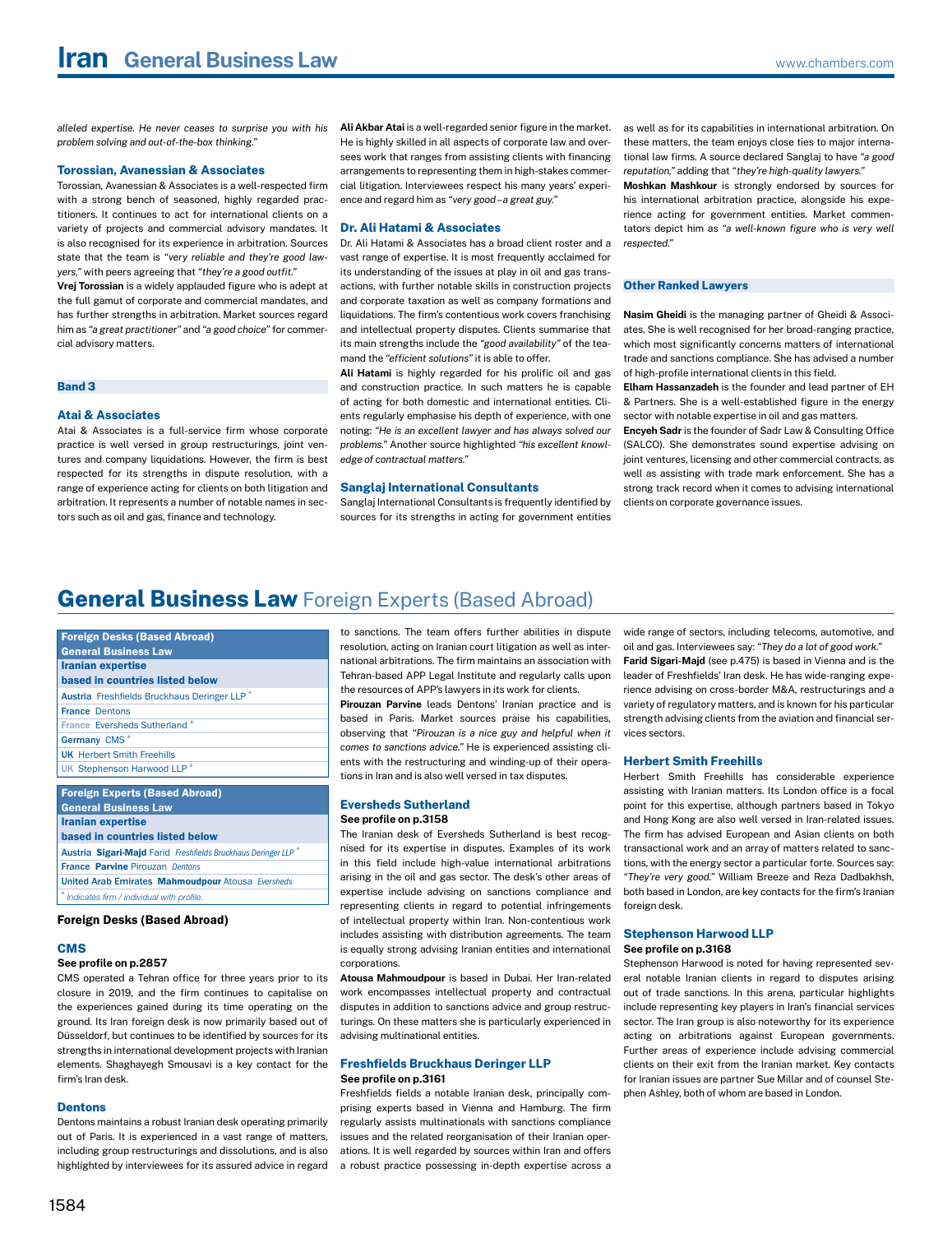*alleled expertise. He never ceases to surprise you with his problem solving and out-of-the-box thinking."*

### Torossian, Avanessian & Associates

Torossian, Avanessian & Associates is a well-respected firm with a strong bench of seasoned, highly regarded practitioners. It continues to act for international clients on a variety of projects and commercial advisory mandates. It is also recognised for its experience in arbitration. Sources state that the team is *"very reliable and they're good lawyers,"* with peers agreeing that *"they're a good outfit."*

**Vrej Torossian** is a widely applauded figure who is adept at the full gamut of corporate and commercial mandates, and has further strengths in arbitration. Market sources regard him as *"a great practitioner"* and *"a good choice"* for commercial advisory matters.

## Band 3

### Atai & Associates

Atai & Associates is a full-service firm whose corporate practice is well versed in group restructurings, joint ventures and company liquidations. However, the firm is best respected for its strengths in dispute resolution, with a range of experience acting for clients on both litigation and arbitration. It represents a number of notable names in sectors such as oil and gas, finance and technology.

**Ali Akbar Atai** is a well-regarded senior figure in the market. He is highly skilled in all aspects of corporate law and oversees work that ranges from assisting clients with financing arrangements to representing them in high-stakes commercial litigation. Interviewees respect his many years' experience and regard him as *"very good – a great guy."*

### Dr. Ali Hatami & Associates

Dr. Ali Hatami & Associates has a broad client roster and a vast range of expertise. It is most frequently acclaimed for its understanding of the issues at play in oil and gas transactions, with further notable skills in construction projects and corporate taxation as well as company formations and liquidations. The firm's contentious work covers franchising and intellectual property disputes. Clients summarise that its main strengths include the *"good availability"* of the teamand the *"efficient solutions"* it is able to offer.

**Ali Hatami** is highly regarded for his prolific oil and gas and construction practice. In such matters he is capable of acting for both domestic and international entities. Clients regularly emphasise his depth of experience, with one noting: *"He is an excellent lawyer and has always solved our problems."* Another source highlighted *"his excellent knowledge of contractual matters."*

### Sanglaj International Consultants

Sanglaj International Consultants is frequently identified by sources for its strengths in acting for government entities as well as for its capabilities in international arbitration. On these matters, the team enjoys close ties to major international law firms. A source declared Sanglaj to have *"a good reputation,"* adding that *"they're high-quality lawyers."*

**Moshkan Mashkour** is strongly endorsed by sources for his international arbitration practice, alongside his experience acting for government entities. Market commentators depict him as *"a well-known figure who is very well respected."*

## Other Ranked Lawyers

**Nasim Gheidi** is the managing partner of Gheidi & Associates. She is well recognised for her broad-ranging practice, which most significantly concerns matters of international trade and sanctions compliance. She has advised a number of high-profile international clients in this field.

**Elham Hassanzadeh** is the founder and lead partner of EH & Partners. She is a well-established figure in the energy sector with notable expertise in oil and gas matters.

**Encyeh Sadr** is the founder of Sadr Law & Consulting Office (SALCO). She demonstrates sound expertise advising on joint ventures, licensing and other commercial contracts, as well as assisting with trade mark enforcement. She has a strong track record when it comes to advising international clients on corporate governance issues.

# General Business Law Foreign Experts (Based Abroad)

| Foreign Desks (Based Abroad) General Business Law Iranian expertise based in countries listed below |
|---|
| **Austria** Freshfields Bruckhaus Deringer LLP * |
| **France** Dentons |
| France Eversheds Sutherland * |
| **Germany** CMS * |
| **UK** Herbert Smith Freehills |
| UK Stephenson Harwood LLP * |

| Foreign Experts (Based Abroad) General Business Law Iranian expertise based in countries listed below |
|---|
| **Austria** **Sigari-Majd** Farid *Freshfields Bruckhaus Deringer LLP* * |
| **France** **Parvine** Pirouzan *Dentons* |
| **United Arab Emirates** **Mahmoudpour** Atousa *Eversheds* |
| * *Indicates firm / individual with profile.* |

**Foreign Desks (Based Abroad)**

### CMS

**See profile on p.2857**

CMS operated a Tehran office for three years prior to its closure in 2019, and the firm continues to capitalise on the experiences gained during its time operating on the ground. Its Iran foreign desk is now primarily based out of Düsseldorf, but continues to be identified by sources for its strengths in international development projects with Iranian elements. Shaghayegh Smousavi is a key contact for the firm's Iran desk.

### Dentons

Dentons maintains a robust Iranian desk operating primarily out of Paris. It is experienced in a vast range of matters, including group restructurings and dissolutions, and is also highlighted by interviewees for its assured advice in regard to sanctions. The team offers further abilities in dispute resolution, acting on Iranian court litigation as well as international arbitrations. The firm maintains an association with Tehran-based APP Legal Institute and regularly calls upon the resources of APP's lawyers in its work for clients.

**Pirouzan Parvine** leads Dentons' Iranian practice and is based in Paris. Market sources praise his capabilities, observing that *"Pirouzan is a nice guy and helpful when it comes to sanctions advice."* He is experienced assisting clients with the restructuring and winding-up of their operations in Iran and is also well versed in tax disputes.

### Eversheds Sutherland

**See profile on p.3158**

The Iranian desk of Eversheds Sutherland is best recognised for its expertise in disputes. Examples of its work in this field include high-value international arbitrations arising in the oil and gas sector. The desk's other areas of expertise include advising on sanctions compliance and representing clients in regard to potential infringements of intellectual property within Iran. Non-contentious work includes assisting with distribution agreements. The team is equally strong advising Iranian entities and international corporations.

**Atousa Mahmoudpour** is based in Dubai. Her Iran-related work encompasses intellectual property and contractual disputes in addition to sanctions advice and group restructurings. On these matters she is particularly experienced in advising multinational entities.

### Freshfields Bruckhaus Deringer LLP

**See profile on p.3161**

Freshfields fields a notable Iranian desk, principally comprising experts based in Vienna and Hamburg. The firm regularly assists multinationals with sanctions compliance issues and the related reorganisation of their Iranian operations. It is well regarded by sources within Iran and offers a robust practice possessing in-depth expertise across a wide range of sectors, including telecoms, automotive, and oil and gas. Interviewees say: *"They do a lot of good work."*

**Farid Sigari-Majd** (see p.475) is based in Vienna and is the leader of Freshfields' Iran desk. He has wide-ranging experience advising on cross-border M&A, restructurings and a variety of regulatory matters, and is known for his particular strength advising clients from the aviation and financial services sectors.

### Herbert Smith Freehills

Herbert Smith Freehills has considerable experience assisting with Iranian matters. Its London office is a focal point for this expertise, although partners based in Tokyo and Hong Kong are also well versed in Iran-related issues. The firm has advised European and Asian clients on both transactional work and an array of matters related to sanctions, with the energy sector a particular forte. Sources say: *"They're very good."* William Breeze and Reza Dadbakhsh, both based in London, are key contacts for the firm's Iranian foreign desk.

### Stephenson Harwood LLP

**See profile on p.3168**

Stephenson Harwood is noted for having represented several notable Iranian clients in regard to disputes arising out of trade sanctions. In this arena, particular highlights include representing key players in Iran's financial services sector. The Iran group is also noteworthy for its experience acting on arbitrations against European governments. Further areas of experience include advising commercial clients on their exit from the Iranian market. Key contacts for Iranian issues are partner Sue Millar and of counsel Stephen Ashley, both of whom are based in London.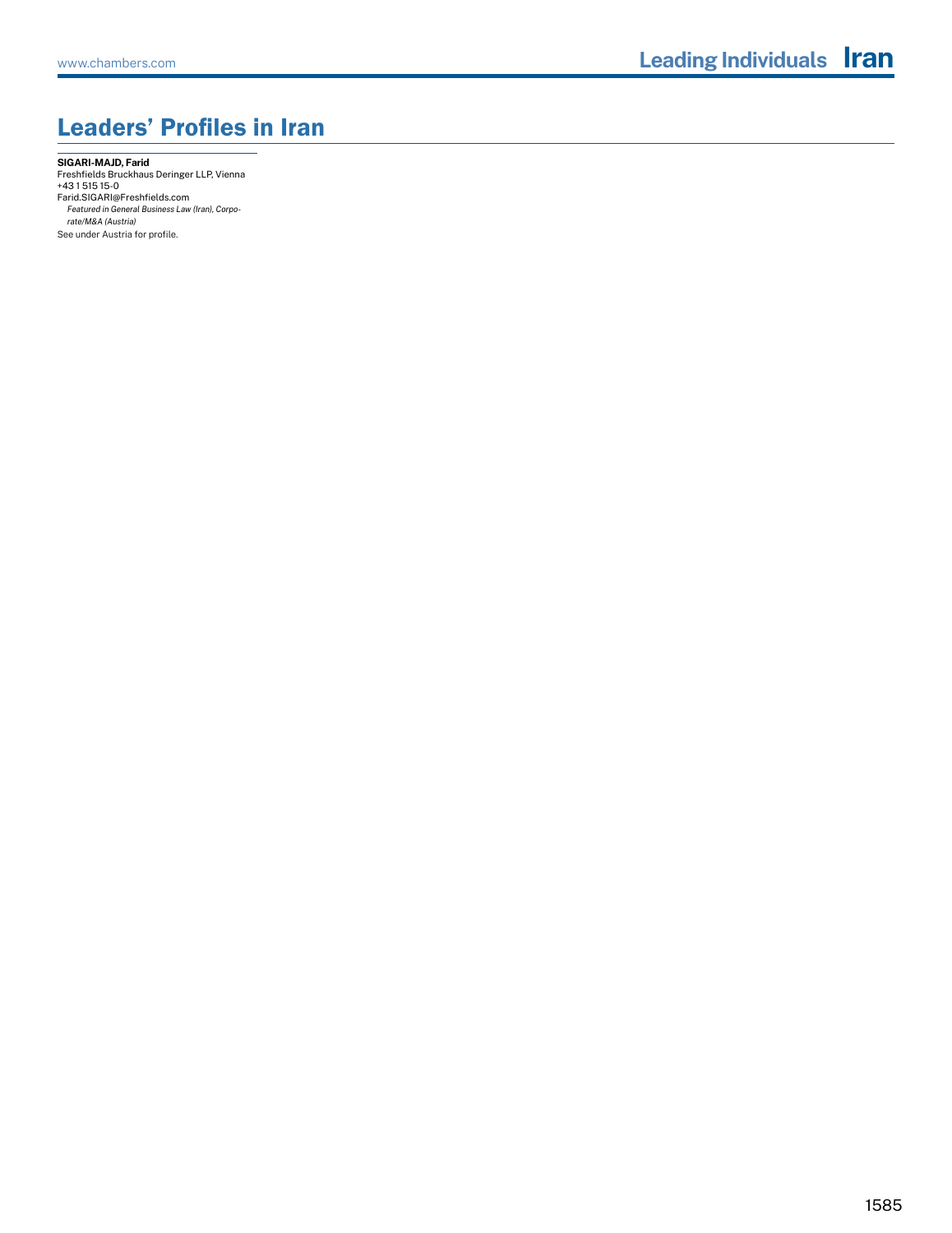# Leaders' Profiles in Iran

**SIGARI-MAJD, Farid**
Freshfields Bruckhaus Deringer LLP, Vienna
+43 1 515 15-0
Farid.SIGARI@Freshfields.com
*Featured in General Business Law (Iran), Corporate/M&A (Austria)*
See under Austria for profile.